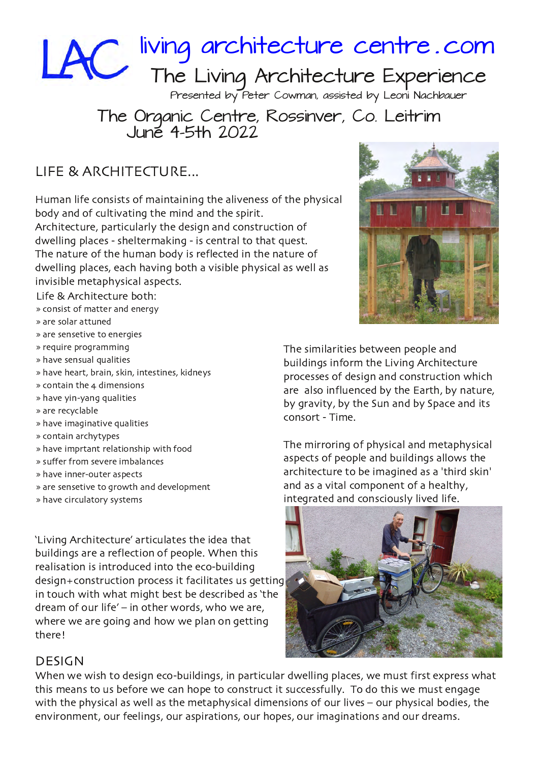# LAC living architecture centre.com

## The Living Architecture Experience

Presented by Peter Cowman, assisted by Leoni Nachbauer

### The Organic Centre, Rossinver, Co. Leitrim
### June 4-5th 2022

## LIFE & ARCHITECTURE...

Human life consists of maintaining the aliveness of the physical body and of cultivating the mind and the spirit. Architecture, particularly the design and construction of dwelling places - sheltermaking - is central to that quest. The nature of the human body is reflected in the nature of dwelling places, each having both a visible physical as well as invisible metaphysical aspects.

Life & Architecture both:

- » consist of matter and energy
- » are solar attuned
- » are sensetive to energies
- » require programming
- » have sensual qualities
- » have heart, brain, skin, intestines, kidneys
- » contain the 4 dimensions
- » have yin-yang qualities
- » are recyclable
- » have imaginative qualities
- » contain archytypes
- » have imprtant relationship with food
- » suffer from severe imbalances
- » have inner-outer aspects
- » are sensetive to growth and development
- » have circulatory systems

The similarities between people and buildings inform the Living Architecture processes of design and construction which are also influenced by the Earth, by nature, by gravity, by the Sun and by Space and its consort - Time.

The mirroring of physical and metaphysical aspects of people and buildings allows the architecture to be imagined as a 'third skin' and as a vital component of a healthy, integrated and consciously lived life.

'Living Architecture' articulates the idea that buildings are a reflection of people. When this realisation is introduced into the eco-building design+construction process it facilitates us getting in touch with what might best be described as 'the dream of our life' – in other words, who we are, where we are going and how we plan on getting there!

## DESIGN

When we wish to design eco-buildings, in particular dwelling places, we must first express what this means to us before we can hope to construct it successfully. To do this we must engage with the physical as well as the metaphysical dimensions of our lives – our physical bodies, the environment, our feelings, our aspirations, our hopes, our imaginations and our dreams.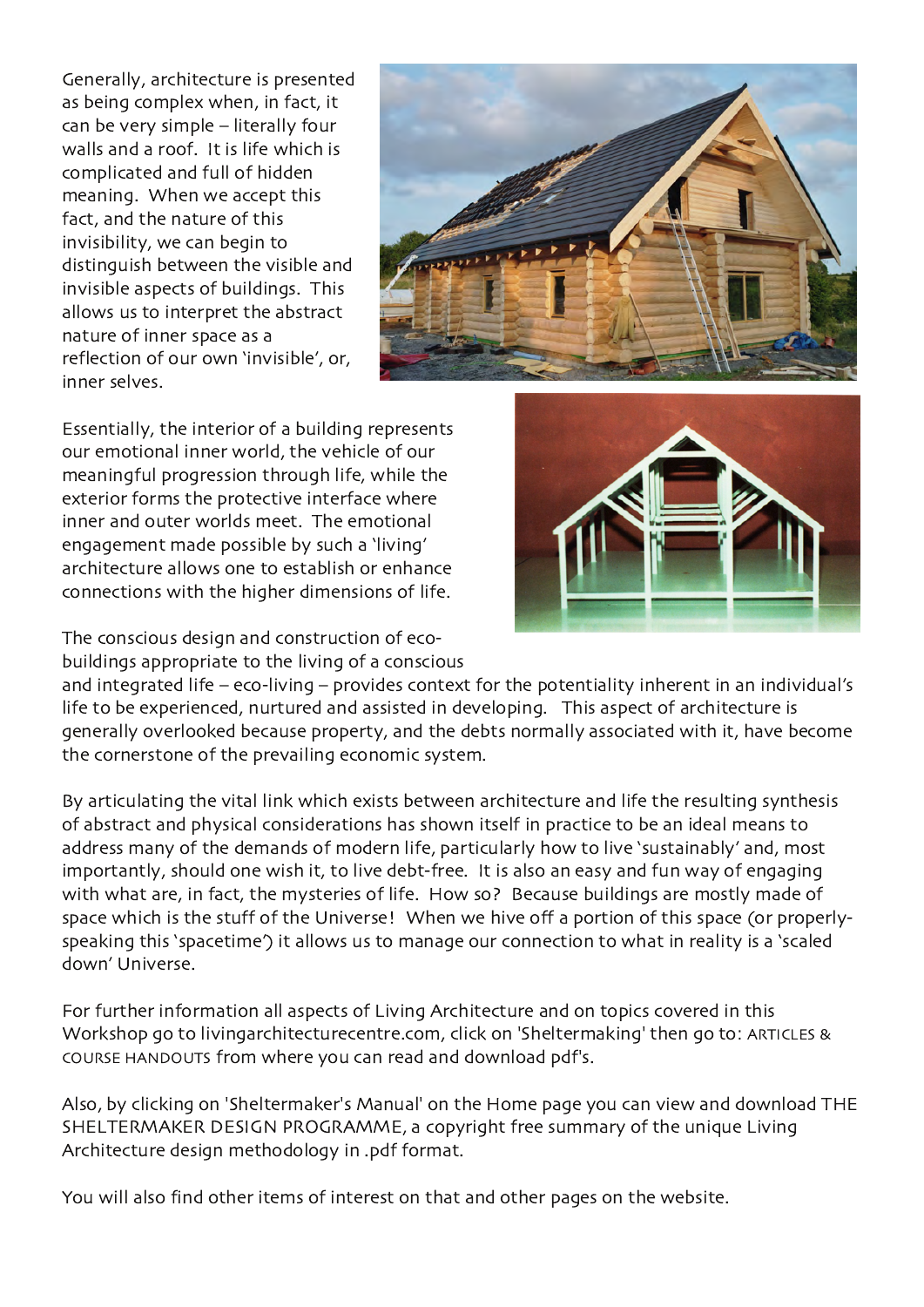Generally, architecture is presented as being complex when, in fact, it can be very simple – literally four walls and a roof. It is life which is complicated and full of hidden meaning. When we accept this fact, and the nature of this invisibility, we can begin to distinguish between the visible and invisible aspects of buildings. This allows us to interpret the abstract nature of inner space as a reflection of our own 'invisible', or, inner selves.

Essentially, the interior of a building represents our emotional inner world, the vehicle of our meaningful progression through life, while the exterior forms the protective interface where inner and outer worlds meet. The emotional engagement made possible by such a 'living' architecture allows one to establish or enhance connections with the higher dimensions of life.

The conscious design and construction of eco-buildings appropriate to the living of a conscious and integrated life – eco-living – provides context for the potentiality inherent in an individual's life to be experienced, nurtured and assisted in developing. This aspect of architecture is generally overlooked because property, and the debts normally associated with it, have become the cornerstone of the prevailing economic system.

By articulating the vital link which exists between architecture and life the resulting synthesis of abstract and physical considerations has shown itself in practice to be an ideal means to address many of the demands of modern life, particularly how to live 'sustainably' and, most importantly, should one wish it, to live debt-free. It is also an easy and fun way of engaging with what are, in fact, the mysteries of life. How so? Because buildings are mostly made of space which is the stuff of the Universe! When we hive off a portion of this space (or properly-speaking this 'spacetime') it allows us to manage our connection to what in reality is a 'scaled down' Universe.

For further information all aspects of Living Architecture and on topics covered in this Workshop go to livingarchitecturecentre.com, click on 'Sheltermaking' then go to: ARTICLES & COURSE HANDOUTS from where you can read and download pdf's.

Also, by clicking on 'Sheltermaker's Manual' on the Home page you can view and download THE SHELTERMAKER DESIGN PROGRAMME, a copyright free summary of the unique Living Architecture design methodology in .pdf format.

You will also find other items of interest on that and other pages on the website.